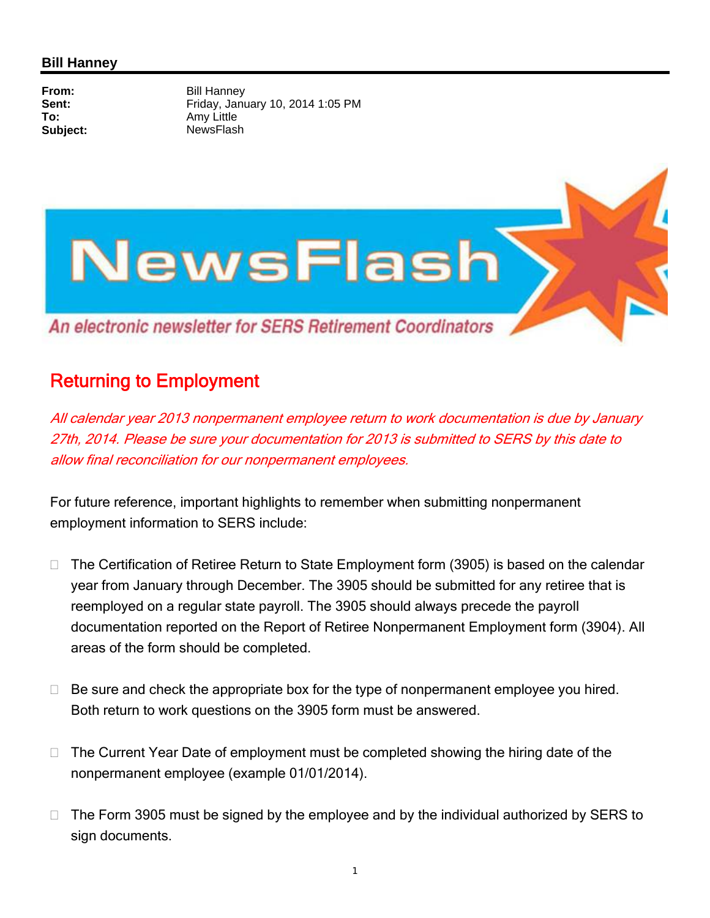**Bill Hanney**

**From:** Bill Hanney
**Sent:** Friday, January 10, 2014 1:05 PM
**To:** Amy Little
**Subject:** NewsFlash

# NewsFlash

*An electronic newsletter for SERS Retirement Coordinators*

## Returning to Employment

*All calendar year 2013 nonpermanent employee return to work documentation is due by January 27th, 2014. Please be sure your documentation for 2013 is submitted to SERS by this date to allow final reconciliation for our nonpermanent employees.*

For future reference, important highlights to remember when submitting nonpermanent employment information to SERS include:

- The Certification of Retiree Return to State Employment form (3905) is based on the calendar year from January through December. The 3905 should be submitted for any retiree that is reemployed on a regular state payroll. The 3905 should always precede the payroll documentation reported on the Report of Retiree Nonpermanent Employment form (3904). All areas of the form should be completed.

- Be sure and check the appropriate box for the type of nonpermanent employee you hired. Both return to work questions on the 3905 form must be answered.

- The Current Year Date of employment must be completed showing the hiring date of the nonpermanent employee (example 01/01/2014).

- The Form 3905 must be signed by the employee and by the individual authorized by SERS to sign documents.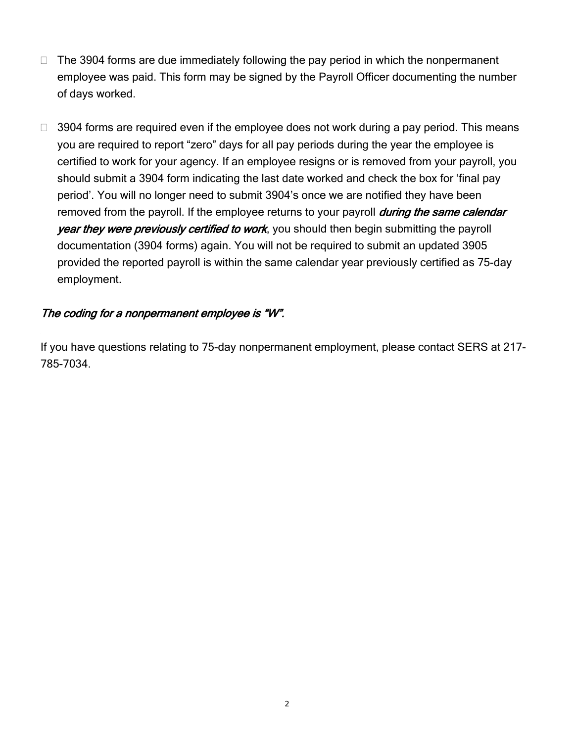- The 3904 forms are due immediately following the pay period in which the nonpermanent employee was paid. This form may be signed by the Payroll Officer documenting the number of days worked.

- 3904 forms are required even if the employee does not work during a pay period. This means you are required to report “zero” days for all pay periods during the year the employee is certified to work for your agency. If an employee resigns or is removed from your payroll, you should submit a 3904 form indicating the last date worked and check the box for ‘final pay period’. You will no longer need to submit 3904’s once we are notified they have been removed from the payroll. If the employee returns to your payroll ***during the same calendar year they were previously certified to work***, you should then begin submitting the payroll documentation (3904 forms) again. You will not be required to submit an updated 3905 provided the reported payroll is within the same calendar year previously certified as 75-day employment.

*The coding for a nonpermanent employee is “W”.*

If you have questions relating to 75-day nonpermanent employment, please contact SERS at 217-785-7034.